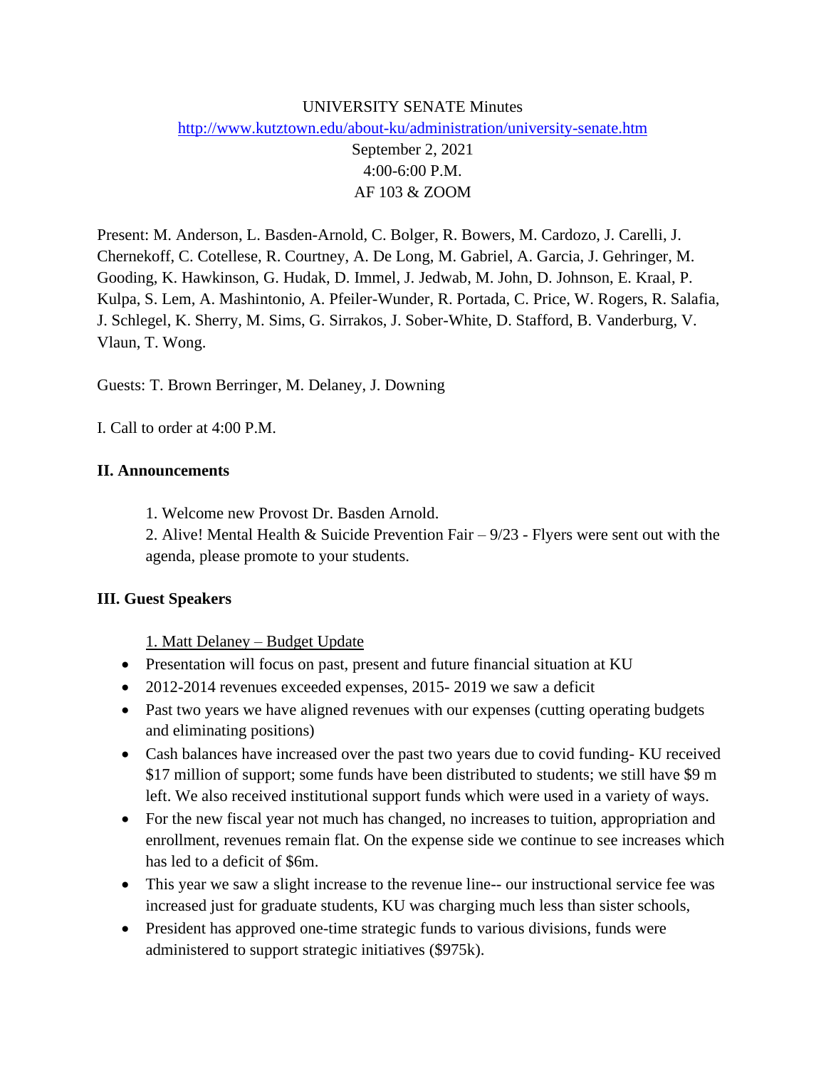UNIVERSITY SENATE Minutes

http://www.kutztown.edu/about-ku/administration/university-senate.htm

September 2, 2021

4:00-6:00 P.M.

AF 103 & ZOOM

Present: M. Anderson, L. Basden-Arnold, C. Bolger, R. Bowers, M. Cardozo, J. Carelli, J. Chernekoff, C. Cotellese, R. Courtney, A. De Long, M. Gabriel, A. Garcia, J. Gehringer, M. Gooding, K. Hawkinson, G. Hudak, D. Immel, J. Jedwab, M. John, D. Johnson, E. Kraal, P. Kulpa, S. Lem, A. Mashintonio, A. Pfeiler-Wunder, R. Portada, C. Price, W. Rogers, R. Salafia, J. Schlegel, K. Sherry, M. Sims, G. Sirrakos, J. Sober-White, D. Stafford, B. Vanderburg, V. Vlaun, T. Wong.

Guests: T. Brown Berringer, M. Delaney, J. Downing

I. Call to order at 4:00 P.M.

**II. Announcements**

1. Welcome new Provost Dr. Basden Arnold.
2. Alive! Mental Health & Suicide Prevention Fair – 9/23 - Flyers were sent out with the agenda, please promote to your students.

**III. Guest Speakers**

1. Matt Delaney – Budget Update

- Presentation will focus on past, present and future financial situation at KU
- 2012-2014 revenues exceeded expenses, 2015- 2019 we saw a deficit
- Past two years we have aligned revenues with our expenses (cutting operating budgets and eliminating positions)
- Cash balances have increased over the past two years due to covid funding- KU received $17 million of support; some funds have been distributed to students; we still have $9 m left. We also received institutional support funds which were used in a variety of ways.
- For the new fiscal year not much has changed, no increases to tuition, appropriation and enrollment, revenues remain flat. On the expense side we continue to see increases which has led to a deficit of $6m.
- This year we saw a slight increase to the revenue line-- our instructional service fee was increased just for graduate students, KU was charging much less than sister schools,
- President has approved one-time strategic funds to various divisions, funds were administered to support strategic initiatives ($975k).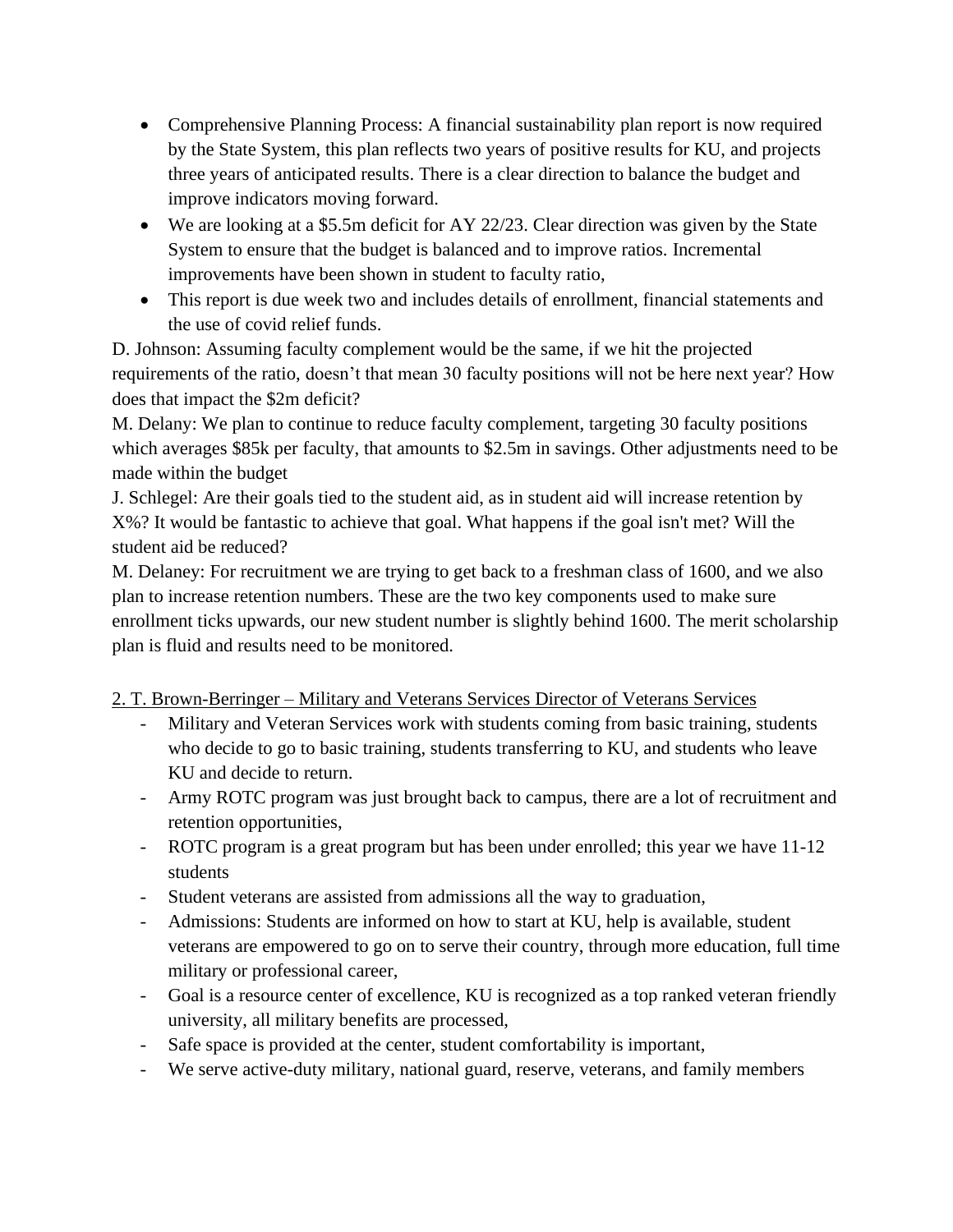- Comprehensive Planning Process: A financial sustainability plan report is now required by the State System, this plan reflects two years of positive results for KU, and projects three years of anticipated results. There is a clear direction to balance the budget and improve indicators moving forward.
- We are looking at a $5.5m deficit for AY 22/23. Clear direction was given by the State System to ensure that the budget is balanced and to improve ratios. Incremental improvements have been shown in student to faculty ratio,
- This report is due week two and includes details of enrollment, financial statements and the use of covid relief funds.

D. Johnson: Assuming faculty complement would be the same, if we hit the projected requirements of the ratio, doesn't that mean 30 faculty positions will not be here next year? How does that impact the $2m deficit?

M. Delany: We plan to continue to reduce faculty complement, targeting 30 faculty positions which averages $85k per faculty, that amounts to $2.5m in savings. Other adjustments need to be made within the budget

J. Schlegel: Are their goals tied to the student aid, as in student aid will increase retention by X%? It would be fantastic to achieve that goal. What happens if the goal isn't met? Will the student aid be reduced?

M. Delaney: For recruitment we are trying to get back to a freshman class of 1600, and we also plan to increase retention numbers. These are the two key components used to make sure enrollment ticks upwards, our new student number is slightly behind 1600. The merit scholarship plan is fluid and results need to be monitored.

<u>2. T. Brown-Berringer – Military and Veterans Services Director of Veterans Services</u>

- Military and Veteran Services work with students coming from basic training, students who decide to go to basic training, students transferring to KU, and students who leave KU and decide to return.
- Army ROTC program was just brought back to campus, there are a lot of recruitment and retention opportunities,
- ROTC program is a great program but has been under enrolled; this year we have 11-12 students
- Student veterans are assisted from admissions all the way to graduation,
- Admissions: Students are informed on how to start at KU, help is available, student veterans are empowered to go on to serve their country, through more education, full time military or professional career,
- Goal is a resource center of excellence, KU is recognized as a top ranked veteran friendly university, all military benefits are processed,
- Safe space is provided at the center, student comfortability is important,
- We serve active-duty military, national guard, reserve, veterans, and family members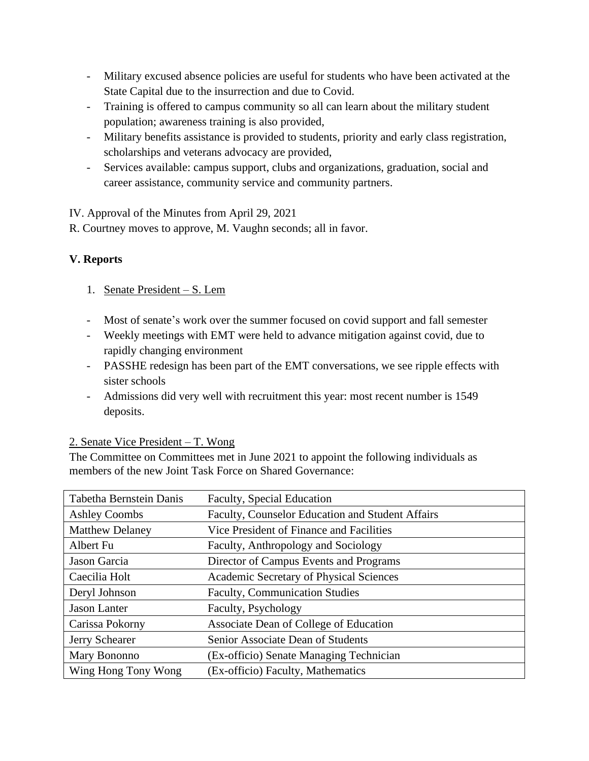- Military excused absence policies are useful for students who have been activated at the State Capital due to the insurrection and due to Covid.
- Training is offered to campus community so all can learn about the military student population; awareness training is also provided,
- Military benefits assistance is provided to students, priority and early class registration, scholarships and veterans advocacy are provided,
- Services available: campus support, clubs and organizations, graduation, social and career assistance, community service and community partners.

IV. Approval of the Minutes from April 29, 2021

R. Courtney moves to approve, M. Vaughn seconds; all in favor.

**V. Reports**

1. Senate President – S. Lem

- Most of senate's work over the summer focused on covid support and fall semester
- Weekly meetings with EMT were held to advance mitigation against covid, due to rapidly changing environment
- PASSHE redesign has been part of the EMT conversations, we see ripple effects with sister schools
- Admissions did very well with recruitment this year: most recent number is 1549 deposits.

2. Senate Vice President – T. Wong

The Committee on Committees met in June 2021 to appoint the following individuals as members of the new Joint Task Force on Shared Governance:

| | |
|---|---|
| Tabetha Bernstein Danis | Faculty, Special Education |
| Ashley Coombs | Faculty, Counselor Education and Student Affairs |
| Matthew Delaney | Vice President of Finance and Facilities |
| Albert Fu | Faculty, Anthropology and Sociology |
| Jason Garcia | Director of Campus Events and Programs |
| Caecilia Holt | Academic Secretary of Physical Sciences |
| Deryl Johnson | Faculty, Communication Studies |
| Jason Lanter | Faculty, Psychology |
| Carissa Pokorny | Associate Dean of College of Education |
| Jerry Schearer | Senior Associate Dean of Students |
| Mary Bononno | (Ex-officio) Senate Managing Technician |
| Wing Hong Tony Wong | (Ex-officio) Faculty, Mathematics |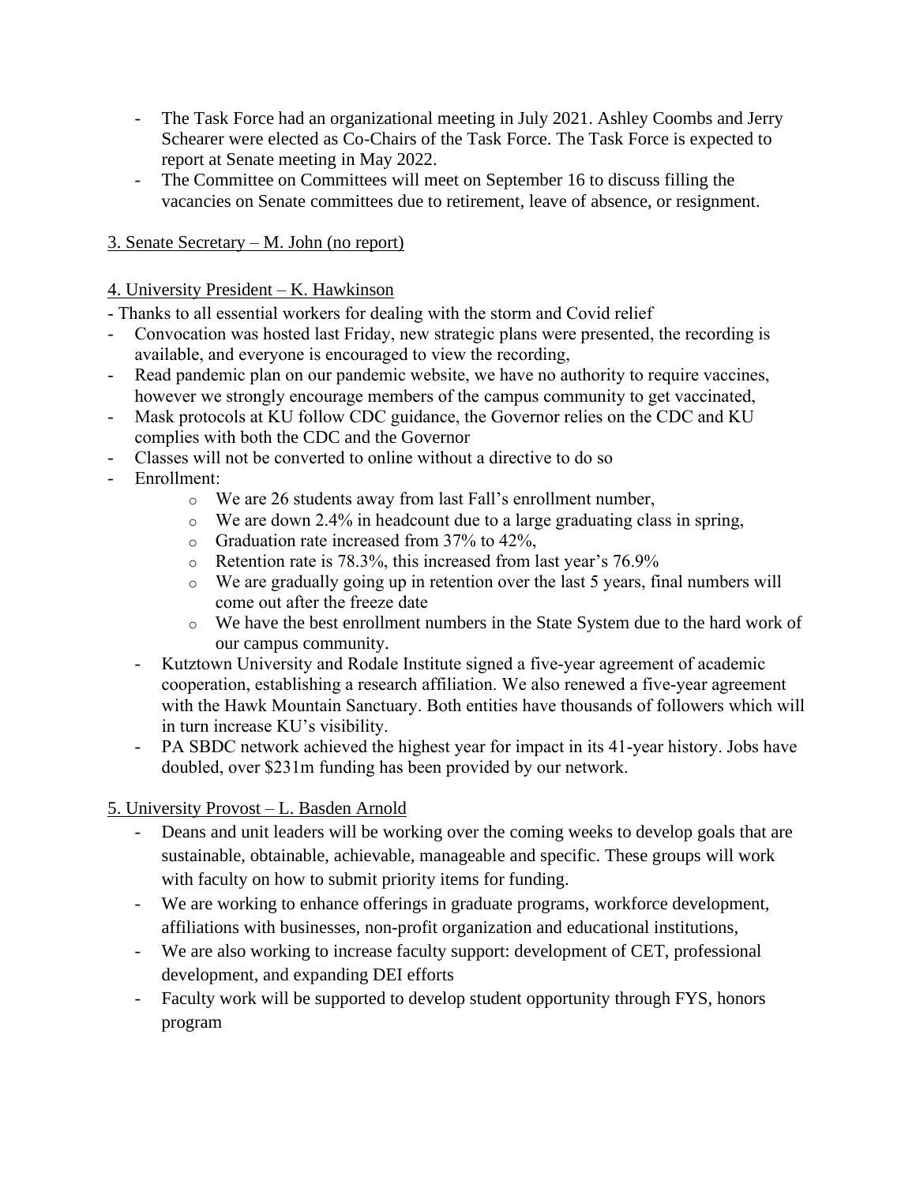- The Task Force had an organizational meeting in July 2021. Ashley Coombs and Jerry Schearer were elected as Co-Chairs of the Task Force. The Task Force is expected to report at Senate meeting in May 2022.
- The Committee on Committees will meet on September 16 to discuss filling the vacancies on Senate committees due to retirement, leave of absence, or resignment.

<u>3. Senate Secretary – M. John (no report)</u>

<u>4. University President – K. Hawkinson</u>

- Thanks to all essential workers for dealing with the storm and Covid relief
- Convocation was hosted last Friday, new strategic plans were presented, the recording is available, and everyone is encouraged to view the recording,
- Read pandemic plan on our pandemic website, we have no authority to require vaccines, however we strongly encourage members of the campus community to get vaccinated,
- Mask protocols at KU follow CDC guidance, the Governor relies on the CDC and KU complies with both the CDC and the Governor
- Classes will not be converted to online without a directive to do so
- Enrollment:
  - We are 26 students away from last Fall's enrollment number,
  - We are down 2.4% in headcount due to a large graduating class in spring,
  - Graduation rate increased from 37% to 42%,
  - Retention rate is 78.3%, this increased from last year's 76.9%
  - We are gradually going up in retention over the last 5 years, final numbers will come out after the freeze date
  - We have the best enrollment numbers in the State System due to the hard work of our campus community.
- Kutztown University and Rodale Institute signed a five-year agreement of academic cooperation, establishing a research affiliation. We also renewed a five-year agreement with the Hawk Mountain Sanctuary. Both entities have thousands of followers which will in turn increase KU's visibility.
- PA SBDC network achieved the highest year for impact in its 41-year history. Jobs have doubled, over $231m funding has been provided by our network.

<u>5. University Provost – L. Basden Arnold</u>

- Deans and unit leaders will be working over the coming weeks to develop goals that are sustainable, obtainable, achievable, manageable and specific. These groups will work with faculty on how to submit priority items for funding.
- We are working to enhance offerings in graduate programs, workforce development, affiliations with businesses, non-profit organization and educational institutions,
- We are also working to increase faculty support: development of CET, professional development, and expanding DEI efforts
- Faculty work will be supported to develop student opportunity through FYS, honors program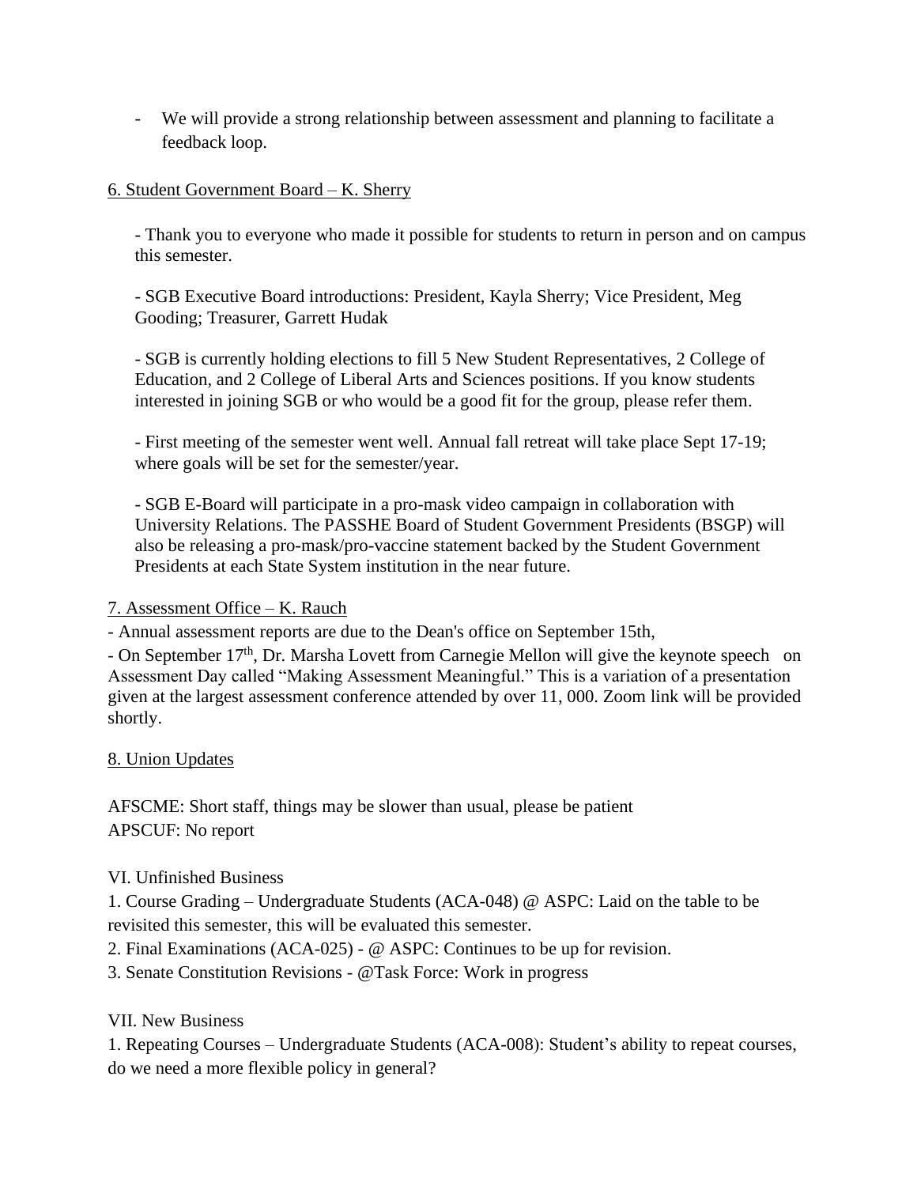- We will provide a strong relationship between assessment and planning to facilitate a feedback loop.

6. Student Government Board – K. Sherry

- Thank you to everyone who made it possible for students to return in person and on campus this semester.

- SGB Executive Board introductions: President, Kayla Sherry; Vice President, Meg Gooding; Treasurer, Garrett Hudak

- SGB is currently holding elections to fill 5 New Student Representatives, 2 College of Education, and 2 College of Liberal Arts and Sciences positions. If you know students interested in joining SGB or who would be a good fit for the group, please refer them.

- First meeting of the semester went well. Annual fall retreat will take place Sept 17-19; where goals will be set for the semester/year.

- SGB E-Board will participate in a pro-mask video campaign in collaboration with University Relations. The PASSHE Board of Student Government Presidents (BSGP) will also be releasing a pro-mask/pro-vaccine statement backed by the Student Government Presidents at each State System institution in the near future.

7. Assessment Office – K. Rauch

- Annual assessment reports are due to the Dean's office on September 15th,
- On September 17th, Dr. Marsha Lovett from Carnegie Mellon will give the keynote speech on Assessment Day called "Making Assessment Meaningful." This is a variation of a presentation given at the largest assessment conference attended by over 11, 000. Zoom link will be provided shortly.

8. Union Updates

AFSCME: Short staff, things may be slower than usual, please be patient
APSCUF: No report

VI. Unfinished Business

1. Course Grading – Undergraduate Students (ACA-048) @ ASPC: Laid on the table to be revisited this semester, this will be evaluated this semester.
2. Final Examinations (ACA-025) - @ ASPC: Continues to be up for revision.
3. Senate Constitution Revisions - @Task Force: Work in progress

VII. New Business

1. Repeating Courses – Undergraduate Students (ACA-008): Student's ability to repeat courses, do we need a more flexible policy in general?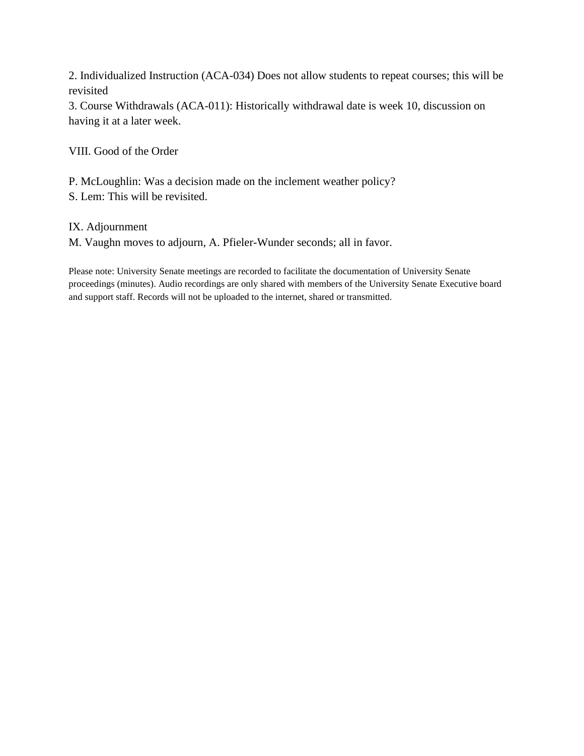2. Individualized Instruction (ACA-034) Does not allow students to repeat courses; this will be revisited
3. Course Withdrawals (ACA-011): Historically withdrawal date is week 10, discussion on having it at a later week.

VIII. Good of the Order

P. McLoughlin: Was a decision made on the inclement weather policy?
S. Lem: This will be revisited.

IX. Adjournment
M. Vaughn moves to adjourn, A. Pfieler-Wunder seconds; all in favor.

Please note: University Senate meetings are recorded to facilitate the documentation of University Senate proceedings (minutes). Audio recordings are only shared with members of the University Senate Executive board and support staff. Records will not be uploaded to the internet, shared or transmitted.